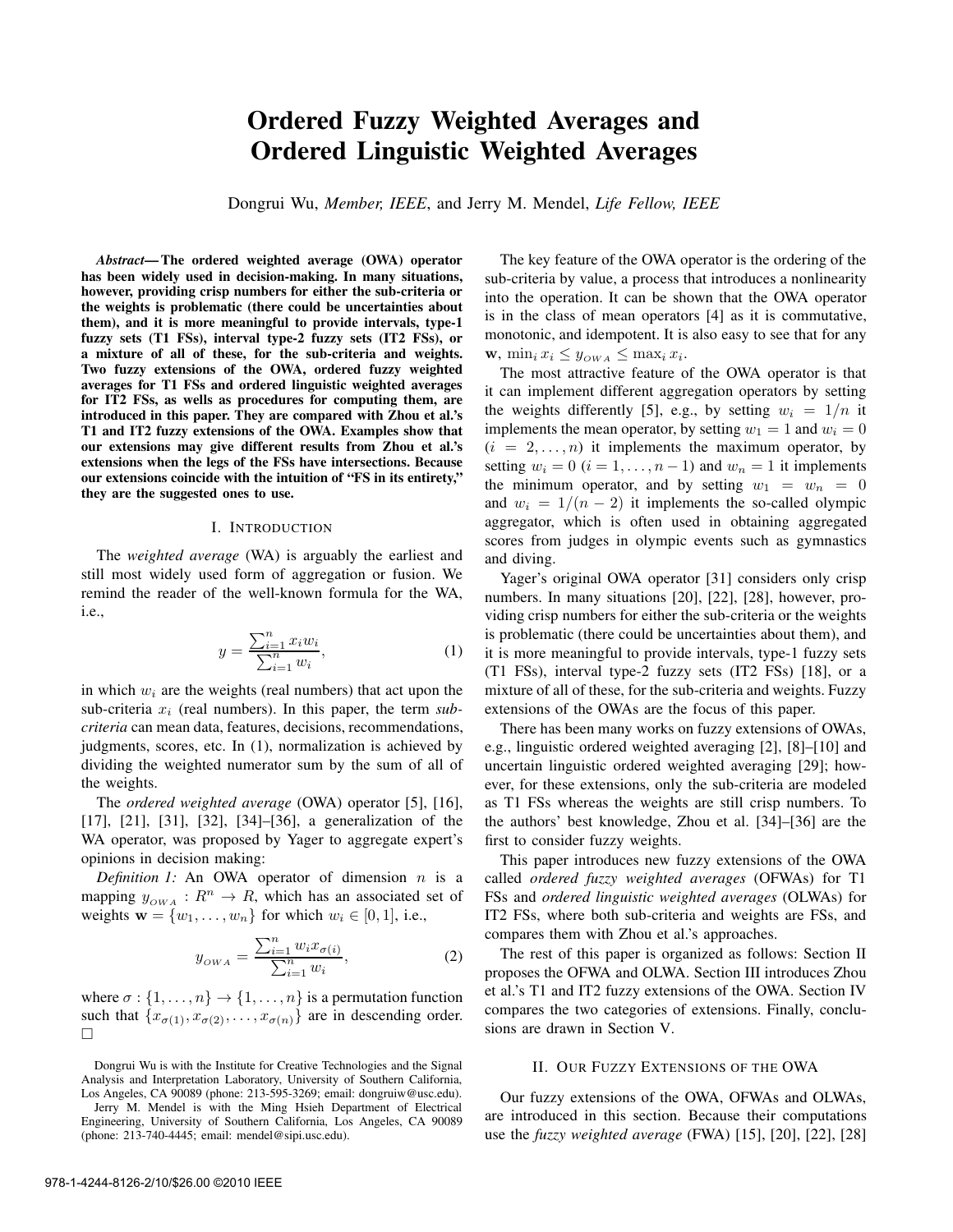# Ordered Fuzzy Weighted Averages and Ordered Linguistic Weighted Averages

Dongrui Wu, *Member, IEEE*, and Jerry M. Mendel, *Life Fellow, IEEE*

***Abstract*— The ordered weighted average (OWA) operator has been widely used in decision-making. In many situations, however, providing crisp numbers for either the sub-criteria or the weights is problematic (there could be uncertainties about them), and it is more meaningful to provide intervals, type-1 fuzzy sets (T1 FSs), interval type-2 fuzzy sets (IT2 FSs), or a mixture of all of these, for the sub-criteria and weights. Two fuzzy extensions of the OWA, ordered fuzzy weighted averages for T1 FSs and ordered linguistic weighted averages for IT2 FSs, as well as procedures for computing them, are introduced in this paper. They are compared with Zhou et al.'s T1 and IT2 fuzzy extensions of the OWA. Examples show that our extensions may give different results from Zhou et al.'s extensions when the legs of the FSs have intersections. Because our extensions coincide with the intuition of "FS in its entirety," they are the suggested ones to use.**

## I. Introduction

The *weighted average* (WA) is arguably the earliest and still most widely used form of aggregation or fusion. We remind the reader of the well-known formula for the WA, i.e.,

$$y = \frac{\sum_{i=1}^{n} x_i w_i}{\sum_{i=1}^{n} w_i}, \tag{1}$$

in which $w_i$ are the weights (real numbers) that act upon the sub-criteria $x_i$ (real numbers). In this paper, the term *sub-criteria* can mean data, features, decisions, recommendations, judgments, scores, etc. In (1), normalization is achieved by dividing the weighted numerator sum by the sum of all of the weights.

The *ordered weighted average* (OWA) operator [5], [16], [17], [21], [31], [32], [34]–[36], a generalization of the WA operator, was proposed by Yager to aggregate expert's opinions in decision making:

*Definition 1:* An OWA operator of dimension $n$ is a mapping $y_{OWA} : R^n \to R$, which has an associated set of weights $\mathbf{w} = \{w_1, \ldots, w_n\}$ for which $w_i \in [0, 1]$, i.e.,

$$y_{OWA} = \frac{\sum_{i=1}^{n} w_i x_{\sigma(i)}}{\sum_{i=1}^{n} w_i}, \tag{2}$$

where $\sigma : \{1, \ldots, n\} \to \{1, \ldots, n\}$ is a permutation function such that $\{x_{\sigma(1)}, x_{\sigma(2)}, \ldots, x_{\sigma(n)}\}$ are in descending order. $\square$

The key feature of the OWA operator is the ordering of the sub-criteria by value, a process that introduces a nonlinearity into the operation. It can be shown that the OWA operator is in the class of mean operators [4] as it is commutative, monotonic, and idempotent. It is also easy to see that for any $\mathbf{w}$, $\min_i x_i \le y_{OWA} \le \max_i x_i$.

The most attractive feature of the OWA operator is that it can implement different aggregation operators by setting the weights differently [5], e.g., by setting $w_i = 1/n$ it implements the mean operator, by setting $w_1 = 1$ and $w_i = 0$ ($i = 2, \ldots, n$) it implements the maximum operator, by setting $w_i = 0$ ($i = 1, \ldots, n-1$) and $w_n = 1$ it implements the minimum operator, and by setting $w_1 = w_n = 0$ and $w_i = 1/(n-2)$ it implements the so-called olympic aggregator, which is often used in obtaining aggregated scores from judges in olympic events such as gymnastics and diving.

Yager's original OWA operator [31] considers only crisp numbers. In many situations [20], [22], [28], however, providing crisp numbers for either the sub-criteria or the weights is problematic (there could be uncertainties about them), and it is more meaningful to provide intervals, type-1 fuzzy sets (T1 FSs), interval type-2 fuzzy sets (IT2 FSs) [18], or a mixture of all of these, for the sub-criteria and weights. Fuzzy extensions of the OWAs are the focus of this paper.

There has been many works on fuzzy extensions of OWAs, e.g., linguistic ordered weighted averaging [2], [8]–[10] and uncertain linguistic ordered weighted averaging [29]; however, for these extensions, only the sub-criteria are modeled as T1 FSs whereas the weights are still crisp numbers. To the authors' best knowledge, Zhou et al. [34]–[36] are the first to consider fuzzy weights.

This paper introduces new fuzzy extensions of the OWA called *ordered fuzzy weighted averages* (OFWAs) for T1 FSs and *ordered linguistic weighted averages* (OLWAs) for IT2 FSs, where both sub-criteria and weights are FSs, and compares them with Zhou et al.'s approaches.

The rest of this paper is organized as follows: Section II proposes the OFWA and OLWA. Section III introduces Zhou et al.'s T1 and IT2 fuzzy extensions of the OWA. Section IV compares the two categories of extensions. Finally, conclusions are drawn in Section V.

## II. Our Fuzzy Extensions of the OWA

Our fuzzy extensions of the OWA, OFWAs and OLWAs, are introduced in this section. Because their computations use the *fuzzy weighted average* (FWA) [15], [20], [22], [28]

Dongrui Wu is with the Institute for Creative Technologies and the Signal Analysis and Interpretation Laboratory, University of Southern California, Los Angeles, CA 90089 (phone: 213-595-3269; email: dongruiw@usc.edu).

Jerry M. Mendel is with the Ming Hsieh Department of Electrical Engineering, University of Southern California, Los Angeles, CA 90089 (phone: 213-740-4445; email: mendel@sipi.usc.edu).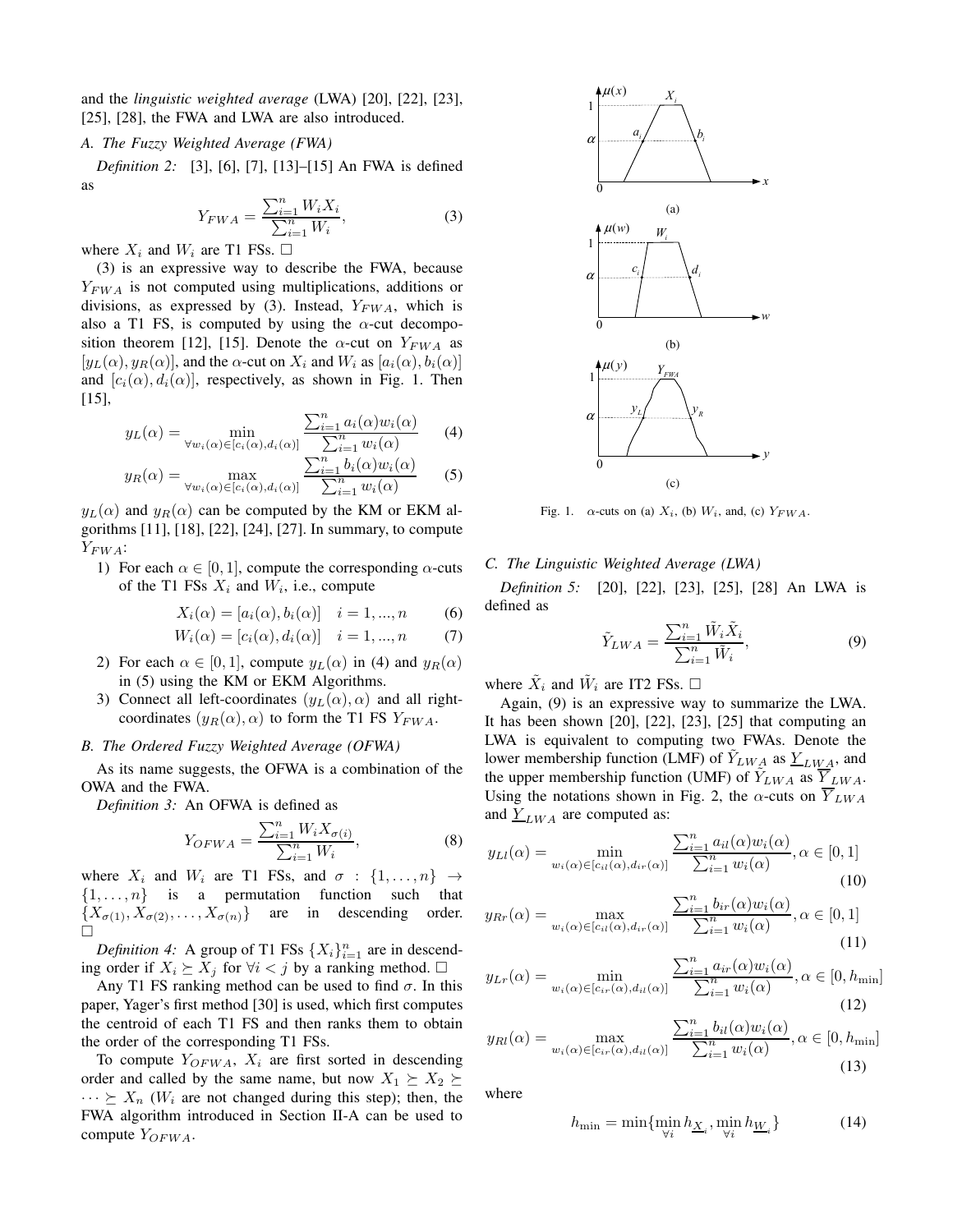and the *linguistic weighted average* (LWA) [20], [22], [23], [25], [28], the FWA and LWA are also introduced.

### A. The Fuzzy Weighted Average (FWA)

*Definition 2:* [3], [6], [7], [13]–[15] An FWA is defined as

$$Y_{FWA} = \frac{\sum_{i=1}^{n} W_i X_i}{\sum_{i=1}^{n} W_i}, \tag{3}$$

where $X_i$ and $W_i$ are T1 FSs. □

(3) is an expressive way to describe the FWA, because $Y_{FWA}$ is not computed using multiplications, additions or divisions, as expressed by (3). Instead, $Y_{FWA}$, which is also a T1 FS, is computed by using the $\alpha$-cut decomposition theorem [12], [15]. Denote the $\alpha$-cut on $Y_{FWA}$ as $[y_L(\alpha), y_R(\alpha)]$, and the $\alpha$-cut on $X_i$ and $W_i$ as $[a_i(\alpha), b_i(\alpha)]$ and $[c_i(\alpha), d_i(\alpha)]$, respectively, as shown in Fig. 1. Then [15],

$$y_L(\alpha) = \min_{\forall w_i(\alpha) \in [c_i(\alpha), d_i(\alpha)]} \frac{\sum_{i=1}^{n} a_i(\alpha) w_i(\alpha)}{\sum_{i=1}^{n} w_i(\alpha)} \tag{4}$$

$$y_R(\alpha) = \max_{\forall w_i(\alpha) \in [c_i(\alpha), d_i(\alpha)]} \frac{\sum_{i=1}^{n} b_i(\alpha) w_i(\alpha)}{\sum_{i=1}^{n} w_i(\alpha)} \tag{5}$$

$y_L(\alpha)$ and $y_R(\alpha)$ can be computed by the KM or EKM algorithms [11], [18], [22], [24], [27]. In summary, to compute $Y_{FWA}$:

1) For each $\alpha \in [0, 1]$, compute the corresponding $\alpha$-cuts of the T1 FSs $X_i$ and $W_i$, i.e., compute

$$X_i(\alpha) = [a_i(\alpha), b_i(\alpha)] \quad i = 1, ..., n \tag{6}$$

$$W_i(\alpha) = [c_i(\alpha), d_i(\alpha)] \quad i = 1, ..., n \tag{7}$$

2) For each $\alpha \in [0, 1]$, compute $y_L(\alpha)$ in (4) and $y_R(\alpha)$ in (5) using the KM or EKM Algorithms.
3) Connect all left-coordinates $(y_L(\alpha), \alpha)$ and all right-coordinates $(y_R(\alpha), \alpha)$ to form the T1 FS $Y_{FWA}$.

### B. The Ordered Fuzzy Weighted Average (OFWA)

As its name suggests, the OFWA is a combination of the OWA and the FWA.

*Definition 3:* An OFWA is defined as

$$Y_{OFWA} = \frac{\sum_{i=1}^{n} W_i X_{\sigma(i)}}{\sum_{i=1}^{n} W_i}, \tag{8}$$

where $X_i$ and $W_i$ are T1 FSs, and $\sigma : \{1, \ldots, n\} \to \{1, \ldots, n\}$ is a permutation function such that $\{X_{\sigma(1)}, X_{\sigma(2)}, \ldots, X_{\sigma(n)}\}$ are in descending order. □

*Definition 4:* A group of T1 FSs $\{X_i\}_{i=1}^{n}$ are in descending order if $X_i \succeq X_j$ for $\forall i < j$ by a ranking method. □

Any T1 FS ranking method can be used to find $\sigma$. In this paper, Yager's first method [30] is used, which first computes the centroid of each T1 FS and then ranks them to obtain the order of the T1 FSs.

To compute $Y_{OFWA}$, $X_i$ are first sorted in descending order and called by the same name, but now $X_1 \succeq X_2 \succeq \cdots \succeq X_n$ ($W_i$ are not changed during this step); then, the FWA algorithm introduced in Section II-A can be used to compute $Y_{OFWA}$.

Fig. 1. $\alpha$-cuts on (a) $X_i$, (b) $W_i$, and, (c) $Y_{FWA}$.

### C. The Linguistic Weighted Average (LWA)

*Definition 5:* [20], [22], [23], [25], [28] An LWA is defined as

$$\tilde{Y}_{LWA} = \frac{\sum_{i=1}^{n} \tilde{W}_i \tilde{X}_i}{\sum_{i=1}^{n} \tilde{W}_i}, \tag{9}$$

where $\tilde{X}_i$ and $\tilde{W}_i$ are IT2 FSs. □

Again, (9) is an expressive way to summarize the LWA. It has been shown [20], [22], [23], [25] that computing an LWA is equivalent to computing two FWAs. Denote the lower membership function (LMF) of $\tilde{Y}_{LWA}$ as $\underline{Y}_{LWA}$, and the upper membership function (UMF) of $\tilde{Y}_{LWA}$ as $\overline{Y}_{LWA}$. Using the notations shown in Fig. 2, the $\alpha$-cuts on $\overline{Y}_{LWA}$ and $\underline{Y}_{LWA}$ are computed as:

$$y_{Ll}(\alpha) = \min_{w_i(\alpha) \in [c_{il}(\alpha), d_{ir}(\alpha)]} \frac{\sum_{i=1}^{n} a_{il}(\alpha) w_i(\alpha)}{\sum_{i=1}^{n} w_i(\alpha)}, \alpha \in [0, 1] \tag{10}$$

$$y_{Rr}(\alpha) = \max_{w_i(\alpha) \in [c_{il}(\alpha), d_{ir}(\alpha)]} \frac{\sum_{i=1}^{n} b_{ir}(\alpha) w_i(\alpha)}{\sum_{i=1}^{n} w_i(\alpha)}, \alpha \in [0, 1] \tag{11}$$

$$y_{Lr}(\alpha) = \min_{w_i(\alpha) \in [c_{ir}(\alpha), d_{il}(\alpha)]} \frac{\sum_{i=1}^{n} a_{ir}(\alpha) w_i(\alpha)}{\sum_{i=1}^{n} w_i(\alpha)}, \alpha \in [0, h_{\min}] \tag{12}$$

$$y_{Rl}(\alpha) = \max_{w_i(\alpha) \in [c_{ir}(\alpha), d_{il}(\alpha)]} \frac{\sum_{i=1}^{n} b_{il}(\alpha) w_i(\alpha)}{\sum_{i=1}^{n} w_i(\alpha)}, \alpha \in [0, h_{\min}] \tag{13}$$

where

$$h_{\min} = \min\{\min_{\forall i} h_{\underline{X}_i}, \min_{\forall i} h_{\underline{W}_i}\} \tag{14}$$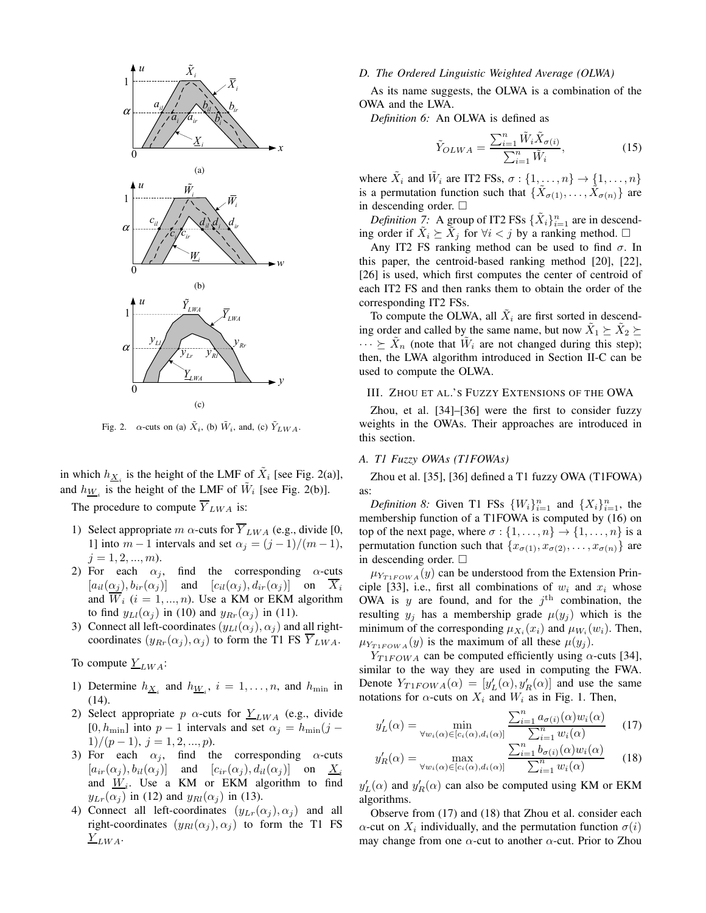Fig. 2. $\alpha$-cuts on (a) $\tilde{X}_i$, (b) $\tilde{W}_i$, and, (c) $\tilde{Y}_{LWA}$.

in which $h_{\underline{X}_i}$ is the height of the LMF of $\tilde{X}_i$ [see Fig. 2(a)], and $h_{\underline{W}_i}$ is the height of the LMF of $\tilde{W}_i$ [see Fig. 2(b)].

The procedure to compute $\overline{Y}_{LWA}$ is:

1) Select appropriate $m$ $\alpha$-cuts for $\overline{Y}_{LWA}$ (e.g., divide [0, 1] into $m-1$ intervals and set $\alpha_j = (j-1)/(m-1)$, $j = 1, 2, ..., m$).
2) For each $\alpha_j$, find the corresponding $\alpha$-cuts $[a_{il}(\alpha_j), b_{ir}(\alpha_j)]$ and $[c_{il}(\alpha_j), d_{ir}(\alpha_j)]$ on $\overline{X}_i$ and $\overline{W}_i$ $(i = 1, ..., n)$. Use a KM or EKM algorithm to find $y_{Ll}(\alpha_j)$ in (10) and $y_{Rr}(\alpha_j)$ in (11).
3) Connect all left-coordinates $(y_{Ll}(\alpha_j), \alpha_j)$ and all right-coordinates $(y_{Rr}(\alpha_j), \alpha_j)$ to form the T1 FS $\overline{Y}_{LWA}$.

To compute $\underline{Y}_{LWA}$:

1) Determine $h_{\underline{X}_i}$ and $h_{\underline{W}_i}$, $i = 1, \ldots, n$, and $h_{\min}$ in (14).
2) Select appropriate $p$ $\alpha$-cuts for $\underline{Y}_{LWA}$ (e.g., divide $[0, h_{\min}]$ into $p-1$ intervals and set $\alpha_j = h_{\min}(j-1)/(p-1)$, $j = 1, 2, ..., p$).
3) For each $\alpha_j$, find the corresponding $\alpha$-cuts $[a_{ir}(\alpha_j), b_{il}(\alpha_j)]$ and $[c_{ir}(\alpha_j), d_{il}(\alpha_j)]$ on $\underline{X}_i$ and $\underline{W}_i$. Use a KM or EKM algorithm to find $y_{Lr}(\alpha_j)$ in (12) and $y_{Rl}(\alpha_j)$ in (13).
4) Connect all left-coordinates $(y_{Lr}(\alpha_j), \alpha_j)$ and all right-coordinates $(y_{Rl}(\alpha_j), \alpha_j)$ to form the T1 FS $\underline{Y}_{LWA}$.

### D. The Ordered Linguistic Weighted Average (OLWA)

As its name suggests, the OLWA is a combination of the OWA and the LWA.

*Definition 6:* An OLWA is defined as

$$\tilde{Y}_{OLWA} = \frac{\sum_{i=1}^{n} \tilde{W}_i \tilde{X}_{\sigma(i)}}{\sum_{i=1}^{n} \tilde{W}_i}, \tag{15}$$

where $\tilde{X}_i$ and $\tilde{W}_i$ are IT2 FSs, $\sigma : \{1, \ldots, n\} \to \{1, \ldots, n\}$ is a permutation function such that $\{\tilde{X}_{\sigma(1)}, \ldots, \tilde{X}_{\sigma(n)}\}$ are in descending order. □

*Definition 7:* A group of IT2 FSs $\{\tilde{X}_i\}_{i=1}^{n}$ are in descending order if $\tilde{X}_i \succeq \tilde{X}_j$ for $\forall i < j$ by a ranking method. □

Any IT2 FS ranking method can be used to find $\sigma$. In this paper, the centroid-based ranking method [20], [22], [26] is used, which first computes the center of centroid of each IT2 FS and then ranks them to obtain the order of the corresponding IT2 FSs.

To compute the OLWA, all $\tilde{X}_i$ are first sorted in descending order and called by the same name, but now $\tilde{X}_1 \succeq \tilde{X}_2 \succeq \cdots \succeq \tilde{X}_n$ (note that $\tilde{W}_i$ are not changed during this step); then, the LWA algorithm introduced in Section II-C can be used to compute the OLWA.

## III. Zhou et al.'s Fuzzy Extensions of the OWA

Zhou, et al. [34]–[36] were the first to consider fuzzy weights in the OWAs. Their approaches are introduced in this section.

### A. T1 Fuzzy OWAs (T1FOWAs)

Zhou et al. [35], [36] defined a T1 fuzzy OWA (T1FOWA) as:

*Definition 8:* Given T1 FSs $\{W_i\}_{i=1}^{n}$ and $\{X_i\}_{i=1}^{n}$, the membership function of a T1FOWA is computed by (16) on top of the next page, where $\sigma : \{1, \ldots, n\} \to \{1, \ldots, n\}$ is a permutation function such that $\{x_{\sigma(1)}, x_{\sigma(2)}, \ldots, x_{\sigma(n)}\}$ are in descending order. □

$\mu_{Y_{T1FOWA}}(y)$ can be understood from the Extension Principle [33], i.e., first all combinations of $w_i$ and $x_i$ whose OWA is $y$ are found, and for the $j^{\text{th}}$ combination, the resulting $y_j$ has a membership grade $\mu(y_j)$ which is the minimum of the corresponding $\mu_{X_i}(x_i)$ and $\mu_{W_i}(w_i)$. Then, $\mu_{Y_{T1FOWA}}(y)$ is the maximum of all these $\mu(y_j)$.

$Y_{T1FOWA}$ can be computed efficiently using $\alpha$-cuts [34], similar to the way they are used in computing the FWA. Denote $Y_{T1FOWA}(\alpha) = [y'_L(\alpha), y'_R(\alpha)]$ and use the same notations for $\alpha$-cuts on $X_i$ and $W_i$ as in Fig. 1. Then,

$$y'_L(\alpha) = \min_{\forall w_i(\alpha) \in [c_i(\alpha), d_i(\alpha)]} \frac{\sum_{i=1}^{n} a_{\sigma(i)}(\alpha) w_i(\alpha)}{\sum_{i=1}^{n} w_i(\alpha)} \tag{17}$$

$$y'_R(\alpha) = \max_{\forall w_i(\alpha) \in [c_i(\alpha), d_i(\alpha)]} \frac{\sum_{i=1}^{n} b_{\sigma(i)}(\alpha) w_i(\alpha)}{\sum_{i=1}^{n} w_i(\alpha)} \tag{18}$$

$y'_L(\alpha)$ and $y'_R(\alpha)$ can also be computed using KM or EKM algorithms.

Observe from (17) and (18) that Zhou et al. consider each $\alpha$-cut on $X_i$ individually, and the permutation function $\sigma(i)$ may change from one $\alpha$-cut to another $\alpha$-cut. Prior to Zhou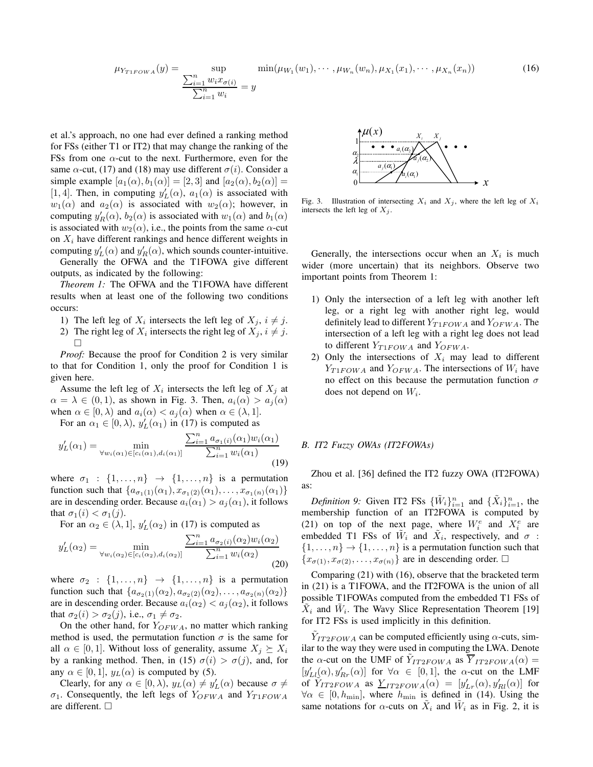$$\mu_{Y_{T1FOWA}}(y) = \sup_{\frac{\sum_{i=1}^{n} w_i x_{\sigma(i)}}{\sum_{i=1}^{n} w_i} = y} \min(\mu_{W_1}(w_1), \cdots, \mu_{W_n}(w_n), \mu_{X_1}(x_1), \cdots, \mu_{X_n}(x_n)) \tag{16}$$

et al.'s approach, no one had ever defined a ranking method for FSs (either T1 or IT2) that may change the ranking of the FSs from one $\alpha$-cut to the next. Furthermore, even for the same $\alpha$-cut, (17) and (18) may use different $\sigma(i)$. Consider a simple example $[a_1(\alpha), b_1(\alpha)] = [2, 3]$ and $[a_2(\alpha), b_2(\alpha)] = [1, 4]$. Then, in computing $y'_L(\alpha)$, $a_1(\alpha)$ is associated with $w_1(\alpha)$ and $a_2(\alpha)$ is associated with $w_2(\alpha)$; however, in computing $y'_R(\alpha)$, $b_2(\alpha)$ is associated with $w_1(\alpha)$ and $b_1(\alpha)$ is associated with $w_2(\alpha)$, i.e., the points from the same $\alpha$-cut on $X_i$ have different rankings and hence different weights in computing $y'_L(\alpha)$ and $y'_R(\alpha)$, which sounds counter-intuitive.

Generally the OFWA and the T1FOWA give different outputs, as indicated by the following:

*Theorem 1:* The OFWA and the T1FOWA have different results when at least one of the following two conditions occurs:

1) The left leg of $X_i$ intersects the left leg of $X_j$, $i \neq j$.
2) The right leg of $X_i$ intersects the right leg of $X_j$, $i \neq j$. □

*Proof:* Because the proof for Condition 2 is very similar to that for Condition 1, only the proof for Condition 1 is given here.

Assume the left leg of $X_i$ intersects the left leg of $X_j$ at $\alpha = \lambda \in (0, 1)$, as shown in Fig. 3. Then, $a_i(\alpha) > a_j(\alpha)$ when $\alpha \in [0, \lambda)$ and $a_i(\alpha) < a_j(\alpha)$ when $\alpha \in (\lambda, 1]$.

For an $\alpha_1 \in [0, \lambda)$, $y'_L(\alpha_1)$ in (17) is computed as

$$y'_L(\alpha_1) = \min_{\forall w_i(\alpha_1) \in [c_i(\alpha_1), d_i(\alpha_1)]} \frac{\sum_{i=1}^{n} a_{\sigma_1(i)}(\alpha_1) w_i(\alpha_1)}{\sum_{i=1}^{n} w_i(\alpha_1)} \tag{19}$$

where $\sigma_1 : \{1, \ldots, n\} \to \{1, \ldots, n\}$ is a permutation function such that $\{a_{\sigma_1(1)}(\alpha_1), x_{\sigma_1(2)}(\alpha_1), \ldots, x_{\sigma_1(n)}(\alpha_1)\}$ are in descending order. Because $a_i(\alpha_1) > a_j(\alpha_1)$, it follows that $\sigma_1(i) < \sigma_1(j)$.

For an $\alpha_2 \in (\lambda, 1]$, $y'_L(\alpha_2)$ in (17) is computed as

$$y'_L(\alpha_2) = \min_{\forall w_i(\alpha_2) \in [c_i(\alpha_2), d_i(\alpha_2)]} \frac{\sum_{i=1}^{n} a_{\sigma_2(i)}(\alpha_2) w_i(\alpha_2)}{\sum_{i=1}^{n} w_i(\alpha_2)} \tag{20}$$

where $\sigma_2 : \{1, \ldots, n\} \to \{1, \ldots, n\}$ is a permutation function such that $\{a_{\sigma_2(1)}(\alpha_2), a_{\sigma_2(2)}(\alpha_2), \ldots, a_{\sigma_2(n)}(\alpha_2)\}$ are in descending order. Because $a_i(\alpha_2) < a_j(\alpha_2)$, it follows that $\sigma_2(i) > \sigma_2(j)$, i.e., $\sigma_1 \neq \sigma_2$.

On the other hand, for $Y_{OFWA}$, no matter which ranking method is used, the permutation function $\sigma$ is the same for all $\alpha \in [0, 1]$. Without loss of generality, assume $X_j \succeq X_i$ by a ranking method. Then, in (15) $\sigma(i) > \sigma(j)$, and, for any $\alpha \in [0, 1]$, $y_L(\alpha)$ is computed by (5).

Clearly, for any $\alpha \in [0, \lambda)$, $y_L(\alpha) \neq y'_L(\alpha)$ because $\sigma \neq \sigma_1$. Consequently, the left legs of $Y_{OFWA}$ and $Y_{T1FOWA}$ are different. □

Fig. 3. Illustration of intersecting $X_i$ and $X_j$, where the left leg of $X_i$ intersects the left leg of $X_j$.

Generally, the intersections occur when an $X_i$ is much wider (more uncertain) that its neighbors. Observe two important points from Theorem 1:

1) Only the intersection of a left leg with another left leg, or a right leg with another right leg, would definitely lead to different $Y_{T1FOWA}$ and $Y_{OFWA}$. The intersection of a left leg with a right leg does not lead to different $Y_{T1FOWA}$ and $Y_{OFWA}$.
2) Only the intersections of $X_i$ may lead to different $Y_{T1FOWA}$ and $Y_{OFWA}$. The intersections of $W_i$ have no effect on this because the permutation function $\sigma$ does not depend on $W_i$.

### B. IT2 Fuzzy OWAs (IT2FOWAs)

Zhou et al. [36] defined the IT2 fuzzy OWA (IT2FOWA) as:

*Definition 9:* Given IT2 FSs $\{\tilde{W}_i\}_{i=1}^{n}$ and $\{\tilde{X}_i\}_{i=1}^{n}$, the membership function of an IT2FOWA is computed by (21) on top of the next page, where $W_i^e$ and $X_i^e$ are embedded T1 FSs of $\tilde{W}_i$ and $\tilde{X}_i$, respectively, and $\sigma : \{1, \ldots, n\} \to \{1, \ldots, n\}$ is a permutation function such that $\{x_{\sigma(1)}, x_{\sigma(2)}, \ldots, x_{\sigma(n)}\}$ are in descending order. □

Comparing (21) with (16), observe that the bracketed term in (21) is a T1FOWA, and the IT2FOWA is the union of all possible T1FOWAs computed from the embedded T1 FSs of $\tilde{X}_i$ and $\tilde{W}_i$. The Wavy Slice Representation Theorem [19] for IT2 FSs is used implicitly in this definition.

$\tilde{Y}_{IT2FOWA}$ can be computed efficiently using $\alpha$-cuts, similar to the way they were used in computing the LWA. Denote the $\alpha$-cut on the UMF of $\tilde{Y}_{IT2FOWA}$ as $\overline{Y}_{IT2FOWA}(\alpha) = [y'_{Ll}(\alpha), y'_{Rr}(\alpha)]$ for $\forall\alpha \in [0, 1]$, the $\alpha$-cut on the LMF of $\tilde{Y}_{IT2FOWA}$ as $\underline{Y}_{IT2FOWA}(\alpha) = [y'_{Lr}(\alpha), y'_{Rl}(\alpha)]$ for $\forall\alpha \in [0, h_{\min}]$, where $h_{\min}$ is defined in (14). Using the same notations for $\alpha$-cuts on $\tilde{X}_i$ and $\tilde{W}_i$ as in Fig. 2, it is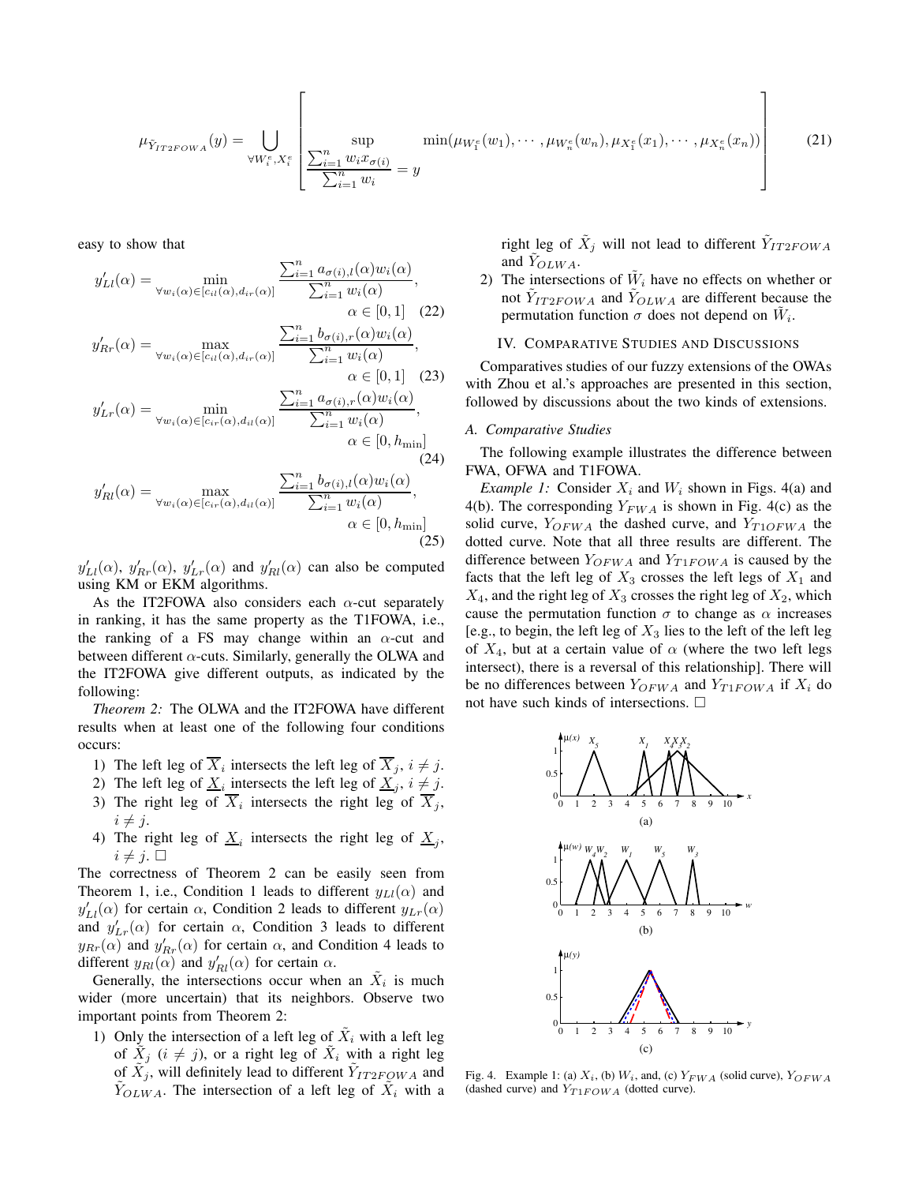$$\mu_{\tilde{Y}_{IT2FOWA}}(y) = \bigcup_{\forall W_i^e, X_i^e} \left[ \sup_{\frac{\sum_{i=1}^n w_i x_{\sigma(i)}}{\sum_{i=1}^n w_i} = y} \min(\mu_{W_1^e}(w_1), \cdots, \mu_{W_n^e}(w_n), \mu_{X_1^e}(x_1), \cdots, \mu_{X_n^e}(x_n)) \right] \quad (21)$$

easy to show that

$$y'_{Ll}(\alpha) = \min_{\forall w_i(\alpha) \in [c_{il}(\alpha), d_{ir}(\alpha)]} \frac{\sum_{i=1}^n a_{\sigma(i),l}(\alpha) w_i(\alpha)}{\sum_{i=1}^n w_i(\alpha)}, \quad \alpha \in [0,1] \quad (22)$$

$$y'_{Rr}(\alpha) = \max_{\forall w_i(\alpha) \in [c_{il}(\alpha), d_{ir}(\alpha)]} \frac{\sum_{i=1}^n b_{\sigma(i),r}(\alpha) w_i(\alpha)}{\sum_{i=1}^n w_i(\alpha)}, \quad \alpha \in [0,1] \quad (23)$$

$$y'_{Lr}(\alpha) = \min_{\forall w_i(\alpha) \in [c_{ir}(\alpha), d_{il}(\alpha)]} \frac{\sum_{i=1}^n a_{\sigma(i),r}(\alpha) w_i(\alpha)}{\sum_{i=1}^n w_i(\alpha)}, \quad \alpha \in [0, h_{\min}] \quad (24)$$

$$y'_{Rl}(\alpha) = \max_{\forall w_i(\alpha) \in [c_{ir}(\alpha), d_{il}(\alpha)]} \frac{\sum_{i=1}^n b_{\sigma(i),l}(\alpha) w_i(\alpha)}{\sum_{i=1}^n w_i(\alpha)}, \quad \alpha \in [0, h_{\min}] \quad (25)$$

$y'_{Ll}(\alpha)$, $y'_{Rr}(\alpha)$, $y'_{Lr}(\alpha)$ and $y'_{Rl}(\alpha)$ can also be computed using KM or EKM algorithms.

As the IT2FOWA also considers each $\alpha$-cut separately in ranking, it has the same property as the T1FOWA, i.e., the ranking of a FS may change within an $\alpha$-cut and between different $\alpha$-cuts. Similarly, generally the OLWA and the IT2FOWA give different outputs, as indicated by the following:

*Theorem 2:* The OLWA and the IT2FOWA have different results when at least one of the following four conditions occurs:

1) The left leg of $\overline{X}_i$ intersects the left leg of $\overline{X}_j$, $i \neq j$.
2) The left leg of $\underline{X}_i$ intersects the left leg of $\underline{X}_j$, $i \neq j$.
3) The right leg of $\overline{X}_i$ intersects the right leg of $\overline{X}_j$, $i \neq j$.
4) The right leg of $\underline{X}_i$ intersects the right leg of $\underline{X}_j$, $i \neq j$. $\square$

The correctness of Theorem 2 can be easily seen from Theorem 1, i.e., Condition 1 leads to different $y_{Ll}(\alpha)$ and $y'_{Ll}(\alpha)$ for certain $\alpha$, Condition 2 leads to different $y_{Lr}(\alpha)$ and $y'_{Lr}(\alpha)$ for certain $\alpha$, Condition 3 leads to different $y_{Rr}(\alpha)$ and $y'_{Rr}(\alpha)$ for certain $\alpha$, and Condition 4 leads to different $y_{Rl}(\alpha)$ and $y'_{Rl}(\alpha)$ for certain $\alpha$.

Generally, the intersections occur when an $\tilde{X}_i$ is much wider (more uncertain) that its neighbors. Observe two important points from Theorem 2:

1) Only the intersection of a left leg of $\tilde{X}_i$ with a left leg of $\tilde{X}_j$ ($i \neq j$), or a right leg of $\tilde{X}_i$ with a right leg of $\tilde{X}_j$, will definitely lead to different $\tilde{Y}_{IT2FOWA}$ and $\tilde{Y}_{OLWA}$. The intersection of a left leg of $\tilde{X}_i$ with a right leg of $\tilde{X}_j$ will not lead to different $\tilde{Y}_{IT2FOWA}$ and $\tilde{Y}_{OLWA}$.
2) The intersections of $\tilde{W}_i$ have no effects on whether or not $\tilde{Y}_{IT2FOWA}$ and $\tilde{Y}_{OLWA}$ are different because the permutation function $\sigma$ does not depend on $\tilde{W}_i$.

## IV. Comparative Studies and Discussions

Comparatives studies of our fuzzy extensions of the OWAs with Zhou et al.'s approaches are presented in this section, followed by discussions about the two kinds of extensions.

### A. Comparative Studies

The following example illustrates the difference between FWA, OFWA and T1FOWA.

*Example 1:* Consider $X_i$ and $W_i$ shown in Figs. 4(a) and 4(b). The corresponding $Y_{FWA}$ is shown in Fig. 4(c) as the solid curve, $Y_{OFWA}$ the dashed curve, and $Y_{T1FOWA}$ the dotted curve. Note that all three results are different. The difference between $Y_{OFWA}$ and $Y_{T1FOWA}$ is caused by the facts that the left leg of $X_3$ crosses the left legs of $X_1$ and $X_4$, and the right leg of $X_3$ crosses the right leg of $X_2$, which cause the permutation function $\sigma$ to change as $\alpha$ increases [e.g., to begin, the left leg of $X_3$ lies to the left of the left leg of $X_4$, but at a certain value of $\alpha$ (where the two left legs intersect), there is a reversal of this relationship]. There will be no differences between $Y_{OFWA}$ and $Y_{T1FOWA}$ if $X_i$ do not have such kinds of intersections. $\square$

Fig. 4. Example 1: (a) $X_i$, (b) $W_i$, and, (c) $Y_{FWA}$ (solid curve), $Y_{OFWA}$ (dashed curve) and $Y_{T1FOWA}$ (dotted curve).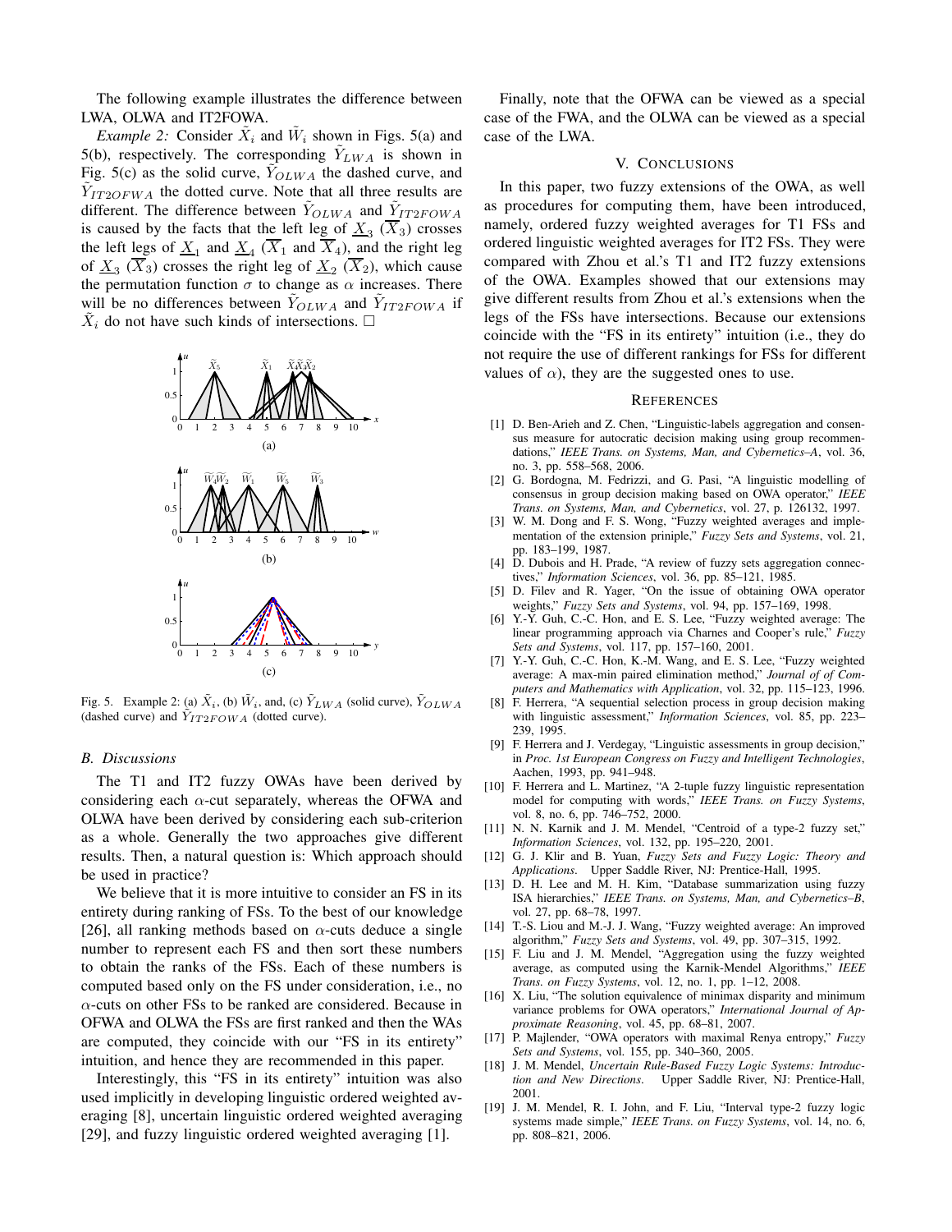The following example illustrates the difference between LWA, OLWA and IT2FOWA.

*Example 2:* Consider $\tilde{X}_i$ and $\tilde{W}_i$ shown in Figs. 5(a) and 5(b), respectively. The corresponding $\tilde{Y}_{LWA}$ is shown in Fig. 5(c) as the solid curve, $\tilde{Y}_{OLWA}$ the dashed curve, and $\tilde{Y}_{IT2OFWA}$ the dotted curve. Note that all three results are different. The difference between $\tilde{Y}_{OLWA}$ and $\tilde{Y}_{IT2FOWA}$ is caused by the facts that the left leg of $\underline{X}_3$ ($\overline{X}_3$) crosses the left legs of $\underline{X}_1$ and $\underline{X}_4$ ($\overline{X}_1$ and $\overline{X}_4$), and the right leg of $\underline{X}_3$ ($\overline{X}_3$) crosses the right leg of $\underline{X}_2$ ($\overline{X}_2$), which cause the permutation function $\sigma$ to change as $\alpha$ increases. There will be no differences between $\tilde{Y}_{OLWA}$ and $\tilde{Y}_{IT2FOWA}$ if $\tilde{X}_i$ do not have such kinds of intersections. □

Fig. 5. Example 2: (a) $\tilde{X}_i$, (b) $\tilde{W}_i$, and, (c) $\tilde{Y}_{LWA}$ (solid curve), $\tilde{Y}_{OLWA}$ (dashed curve) and $\tilde{Y}_{IT2FOWA}$ (dotted curve).

### *B. Discussions*

The T1 and IT2 fuzzy OWAs have been derived by considering each $\alpha$-cut separately, whereas the OFWA and OLWA have been derived by considering each sub-criterion as a whole. Generally the two approaches give different results. Then, a natural question is: Which approach should be used in practice?

We believe that it is more intuitive to consider an FS in its entirety during ranking of FSs. To the best of our knowledge [26], all ranking methods based on $\alpha$-cuts deduce a single number to represent each FS and then sort these numbers to obtain the ranks of the FSs. Each of these numbers is computed based only on the FS under consideration, i.e., no $\alpha$-cuts on other FSs to be ranked are considered. Because in OFWA and OLWA the FSs are first ranked and then the WAs are computed, they coincide with our "FS in its entirety" intuition, and hence they are recommended in this paper.

Interestingly, this "FS in its entirety" intuition was also used implicitly in developing linguistic ordered weighted averaging [8], uncertain linguistic ordered weighted averaging [29], and fuzzy linguistic ordered weighted averaging [1].

Finally, note that the OFWA can be viewed as a special case of the FWA, and the OLWA can be viewed as a special case of the LWA.

## V. Conclusions

In this paper, two fuzzy extensions of the OWA, as well as procedures for computing them, have been introduced, namely, ordered fuzzy weighted averages for T1 FSs and ordered linguistic weighted averages for IT2 FSs. They were compared with Zhou et al.'s T1 and IT2 fuzzy extensions of the OWA. Examples showed that our extensions may give different results from Zhou et al.'s extensions when the legs of the FSs have intersections. Because our extensions coincide with the "FS in its entirety" intuition (i.e., they do not require the use of different rankings for FSs for different values of $\alpha$), they are the suggested ones to use.

## References

[1] D. Ben-Arieh and Z. Chen, "Linguistic-labels aggregation and consensus measure for autocratic decision making using group recommendations," *IEEE Trans. on Systems, Man, and Cybernetics–A*, vol. 36, no. 3, pp. 558–568, 2006.

[2] G. Bordogna, M. Fedrizzi, and G. Pasi, "A linguistic modelling of consensus in group decision making based on OWA operator," *IEEE Trans. on Systems, Man, and Cybernetics*, vol. 27, p. 126132, 1997.

[3] W. M. Dong and F. S. Wong, "Fuzzy weighted averages and implementation of the extension priniple," *Fuzzy Sets and Systems*, vol. 21, pp. 183–199, 1987.

[4] D. Dubois and H. Prade, "A review of fuzzy sets aggregation connectives," *Information Sciences*, vol. 36, pp. 85–121, 1985.

[5] D. Filev and R. Yager, "On the issue of obtaining OWA operator weights," *Fuzzy Sets and Systems*, vol. 94, pp. 157–169, 1998.

[6] Y.-Y. Guh, C.-C. Hon, and E. S. Lee, "Fuzzy weighted average: The linear programming approach via Charnes and Cooper's rule," *Fuzzy Sets and Systems*, vol. 117, pp. 157–160, 2001.

[7] Y.-Y. Guh, C.-C. Hon, K.-M. Wang, and E. S. Lee, "Fuzzy weighted average: A max-min paired elimination method," *Journal of Computers and Mathematics with Application*, vol. 32, pp. 115–123, 1996.

[8] F. Herrera, "A sequential selection process in group decision making with linguistic assessment," *Information Sciences*, vol. 85, pp. 223–239, 1995.

[9] F. Herrera and J. Verdegay, "Linguistic assessments in group decision," in *Proc. 1st European Congress on Fuzzy and Intelligent Technologies*, Aachen, 1993, pp. 941–948.

[10] F. Herrera and L. Martinez, "A 2-tuple fuzzy linguistic representation model for computing with words," *IEEE Trans. on Fuzzy Systems*, vol. 8, no. 6, pp. 746–752, 2000.

[11] N. N. Karnik and J. M. Mendel, "Centroid of a type-2 fuzzy set," *Information Sciences*, vol. 132, pp. 195–220, 2001.

[12] G. J. Klir and B. Yuan, *Fuzzy Sets and Fuzzy Logic: Theory and Applications*. Upper Saddle River, NJ: Prentice-Hall, 1995.

[13] D. H. Lee and M. H. Kim, "Database summarization using fuzzy ISA hierarchies," *IEEE Trans. on Systems, Man, and Cybernetics–B*, vol. 27, pp. 68–78, 1997.

[14] T.-S. Liou and M.-J. J. Wang, "Fuzzy weighted average: An improved algorithm," *Fuzzy Sets and Systems*, vol. 49, pp. 307–315, 1992.

[15] F. Liu and J. M. Mendel, "Aggregation using the fuzzy weighted average, as computed using the Karnik-Mendel Algorithms," *IEEE Trans. on Fuzzy Systems*, vol. 12, no. 1, pp. 1–12, 2008.

[16] X. Liu, "The solution equivalence of minimax disparity and minimum variance problems for OWA operators," *International Journal of Approximate Reasoning*, vol. 45, pp. 68–81, 2007.

[17] P. Majlender, "OWA operators with maximal Renya entropy," *Fuzzy Sets and Systems*, vol. 155, pp. 340–360, 2005.

[18] J. M. Mendel, *Uncertain Rule-Based Fuzzy Logic Systems: Introduction and New Directions*. Upper Saddle River, NJ: Prentice-Hall, 2001.

[19] J. M. Mendel, R. I. John, and F. Liu, "Interval type-2 fuzzy logic systems made simple," *IEEE Trans. on Fuzzy Systems*, vol. 14, no. 6, pp. 808–821, 2006.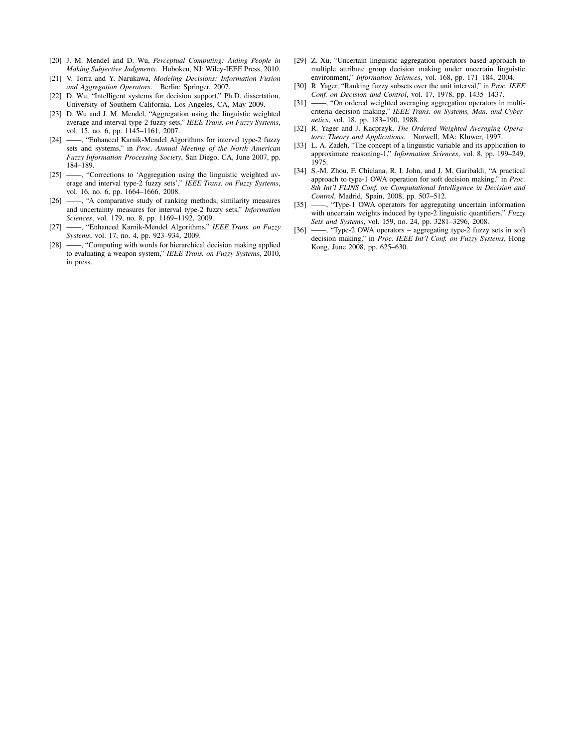[20] J. M. Mendel and D. Wu, *Perceptual Computing: Aiding People in Making Subjective Judgments*. Hoboken, NJ: Wiley-IEEE Press, 2010.

[21] V. Torra and Y. Narukawa, *Modeling Decisions: Information Fusion and Aggregation Operators*. Berlin: Springer, 2007.

[22] D. Wu, "Intelligent systems for decision support," Ph.D. dissertation, University of Southern California, Los Angeles, CA, May 2009.

[23] D. Wu and J. M. Mendel, "Aggregation using the linguistic weighted average and interval type-2 fuzzy sets," *IEEE Trans. on Fuzzy Systems*, vol. 15, no. 6, pp. 1145–1161, 2007.

[24] ——, "Enhanced Karnik-Mendel Algorithms for interval type-2 fuzzy sets and systems," in *Proc. Annual Meeting of the North American Fuzzy Information Processing Society*, San Diego, CA, June 2007, pp. 184–189.

[25] ——, "Corrections to 'Aggregation using the linguistic weighted average and interval type-2 fuzzy sets'," *IEEE Trans. on Fuzzy Systems*, vol. 16, no. 6, pp. 1664–1666, 2008.

[26] ——, "A comparative study of ranking methods, similarity measures and uncertainty measures for interval type-2 fuzzy sets," *Information Sciences*, vol. 179, no. 8, pp. 1169–1192, 2009.

[27] ——, "Enhanced Karnik-Mendel Algorithms," *IEEE Trans. on Fuzzy Systems*, vol. 17, no. 4, pp. 923–934, 2009.

[28] ——, "Computing with words for hierarchical decision making applied to evaluating a weapon system," *IEEE Trans. on Fuzzy Systems*, 2010, in press.

[29] Z. Xu, "Uncertain linguistic aggregation operators based approach to multiple attribute group decision making under uncertain linguistic environment," *Information Sciences*, vol. 168, pp. 171–184, 2004.

[30] R. Yager, "Ranking fuzzy subsets over the unit interval," in *Proc. IEEE Conf. on Decision and Control*, vol. 17, 1978, pp. 1435–1437.

[31] ——, "On ordered weighted averaging aggregation operators in multi-criteria decision making," *IEEE Trans. on Systems, Man, and Cybernetics*, vol. 18, pp. 183–190, 1988.

[32] R. Yager and J. Kacprzyk, *The Ordered Weighted Averaging Operators: Theory and Applications*. Norwell, MA: Kluwer, 1997.

[33] L. A. Zadeh, "The concept of a linguistic variable and its application to approximate reasoning-1," *Information Sciences*, vol. 8, pp. 199–249, 1975.

[34] S.-M. Zhou, F. Chiclana, R. I. John, and J. M. Garibaldi, "A practical approach to type-1 OWA operation for soft decision making," in *Proc. 8th Int'l FLINS Conf. on Computational Intelligence in Decision and Control*, Madrid, Spain, 2008, pp. 507–512.

[35] ——, "Type-1 OWA operators for aggregating uncertain information with uncertain weights induced by type-2 linguistic quantifiers," *Fuzzy Sets and Systems*, vol. 159, no. 24, pp. 3281–3296, 2008.

[36] ——, "Type-2 OWA operators – aggregating type-2 fuzzy sets in soft decision making," in *Proc. IEEE Int'l Conf. on Fuzzy Systems*, Hong Kong, June 2008, pp. 625–630.